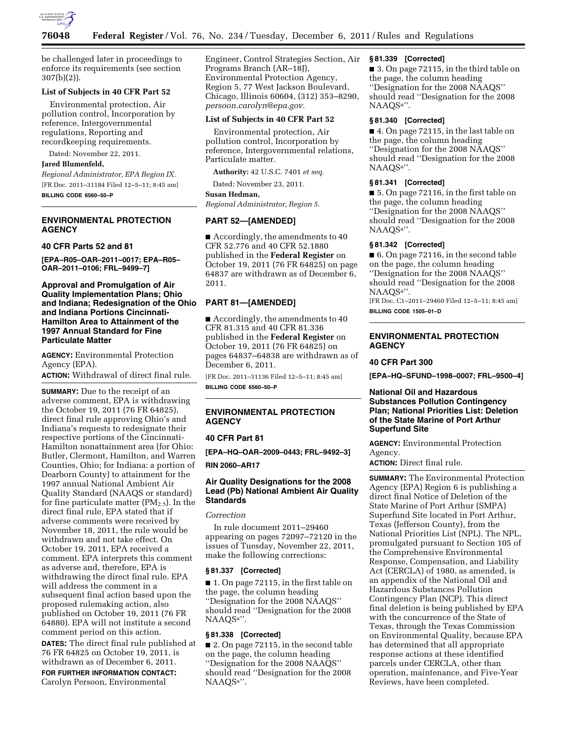be challenged later in proceedings to enforce its requirements (see section 307(b)(2)).

**List of Subjects in 40 CFR Part 52**

Environmental protection, Air pollution control, Incorporation by reference, Intergovernmental regulations, Reporting and recordkeeping requirements.

Dated: November 22, 2011.

**Jared Blumenfeld,**

*Regional Administrator, EPA Region IX.*

[FR Doc. 2011–31184 Filed 12–5–11; 8:45 am]

**BILLING CODE 6560–50–P**

---

## ENVIRONMENTAL PROTECTION AGENCY

### 40 CFR Parts 52 and 81

**[EPA–R05–OAR–2011–0017; EPA–R05–OAR–2011–0106; FRL–9499–7]**

### Approval and Promulgation of Air Quality Implementation Plans; Ohio and Indiana; Redesignation of the Ohio and Indiana Portions Cincinnati-Hamilton Area to Attainment of the 1997 Annual Standard for Fine Particulate Matter

**AGENCY:** Environmental Protection Agency (EPA).

**ACTION:** Withdrawal of direct final rule.

**SUMMARY:** Due to the receipt of an adverse comment, EPA is withdrawing the October 19, 2011 (76 FR 64825), direct final rule approving Ohio's and Indiana's requests to redesignate their respective portions of the Cincinnati-Hamilton nonattainment area (for Ohio: Butler, Clermont, Hamilton, and Warren Counties, Ohio; for Indiana: a portion of Dearborn County) to attainment for the 1997 annual National Ambient Air Quality Standard (NAAQS or standard) for fine particulate matter ($PM_{2.5}$). In the direct final rule, EPA stated that if adverse comments were received by November 18, 2011, the rule would be withdrawn and not take effect. On October 19, 2011, EPA received a comment. EPA interprets this comment as adverse and, therefore, EPA is withdrawing the direct final rule. EPA will address the comment in a subsequent final action based upon the proposed rulemaking action, also published on October 19, 2011 (76 FR 64880). EPA will not institute a second comment period on this action.

**DATES:** The direct final rule published at 76 FR 64825 on October 19, 2011, is withdrawn as of December 6, 2011.

**FOR FURTHER INFORMATION CONTACT:** Carolyn Persoon, Environmental Engineer, Control Strategies Section, Air Programs Branch (AR–18J), Environmental Protection Agency, Region 5, 77 West Jackson Boulevard, Chicago, Illinois 60604, (312) 353–8290, *persoon.carolyn@epa.gov.*

**List of Subjects in 40 CFR Part 52**

Environmental protection, Air pollution control, Incorporation by reference, Intergovernmental relations, Particulate matter.

**Authority:** 42 U.S.C. 7401 *et seq.*

Dated: November 23, 2011.

**Susan Hedman,**

*Regional Administrator, Region 5.*

### PART 52—[AMENDED]

■ Accordingly, the amendments to 40 CFR 52.776 and 40 CFR 52.1880 published in the **Federal Register** on October 19, 2011 (76 FR 64825) on page 64837 are withdrawn as of December 6, 2011.

### PART 81—[AMENDED]

■ Accordingly, the amendments to 40 CFR 81.315 and 40 CFR 81.336 published in the **Federal Register** on October 19, 2011 (76 FR 64825) on pages 64837–64838 are withdrawn as of December 6, 2011.

[FR Doc. 2011–31136 Filed 12–5–11; 8:45 am]

**BILLING CODE 6560–50–P**

---

## ENVIRONMENTAL PROTECTION AGENCY

### 40 CFR Part 81

**[EPA–HQ–OAR–2009–0443; FRL–9492–3]**

**RIN 2060–AR17**

### Air Quality Designations for the 2008 Lead (Pb) National Ambient Air Quality Standards

*Correction*

In rule document 2011–29460 appearing on pages 72097–72120 in the issues of Tuesday, November 22, 2011, make the following corrections:

**§ 81.337 [Corrected]**

■ 1. On page 72115, in the first table on the page, the column heading ''Designation for the 2008 NAAQS'' should read ''Designation for the 2008 NAAQS[a]''.

**§ 81.338 [Corrected]**

■ 2. On page 72115, in the second table on the page, the column heading ''Designation for the 2008 NAAQS'' should read ''Designation for the 2008 NAAQS[a]''.

**§ 81.339 [Corrected]**

■ 3. On page 72115, in the third table on the page, the column heading ''Designation for the 2008 NAAQS'' should read ''Designation for the 2008 NAAQS[a]''.

**§ 81.340 [Corrected]**

■ 4. On page 72115, in the last table on the page, the column heading ''Designation for the 2008 NAAQS'' should read ''Designation for the 2008 NAAQS[a]''.

**§ 81.341 [Corrected]**

■ 5. On page 72116, in the first table on the page, the column heading ''Designation for the 2008 NAAQS'' should read ''Designation for the 2008 NAAQS[a]''.

**§ 81.342 [Corrected]**

■ 6. On page 72116, in the second table on the page, the column heading ''Designation for the 2008 NAAQS'' should read ''Designation for the 2008 NAAQS[a]''.

[FR Doc. C1–2011–29460 Filed 12–5–11; 8:45 am]

**BILLING CODE 1505–01–D**

---

## ENVIRONMENTAL PROTECTION AGENCY

### 40 CFR Part 300

**[EPA–HQ–SFUND–1998–0007; FRL–9500–4]**

### National Oil and Hazardous Substances Pollution Contingency Plan; National Priorities List: Deletion of the State Marine of Port Arthur Superfund Site

**AGENCY:** Environmental Protection Agency.

**ACTION:** Direct final rule.

**SUMMARY:** The Environmental Protection Agency (EPA) Region 6 is publishing a direct final Notice of Deletion of the State Marine of Port Arthur (SMPA) Superfund Site located in Port Arthur, Texas (Jefferson County), from the National Priorities List (NPL). The NPL, promulgated pursuant to Section 105 of the Comprehensive Environmental Response, Compensation, and Liability Act (CERCLA) of 1980, as amended, is an appendix of the National Oil and Hazardous Substances Pollution Contingency Plan (NCP). This direct final deletion is being published by EPA with the concurrence of the State of Texas, through the Texas Commission on Environmental Quality, because EPA has determined that all appropriate response actions at these identified parcels under CERCLA, other than operation, maintenance, and Five-Year Reviews, have been completed.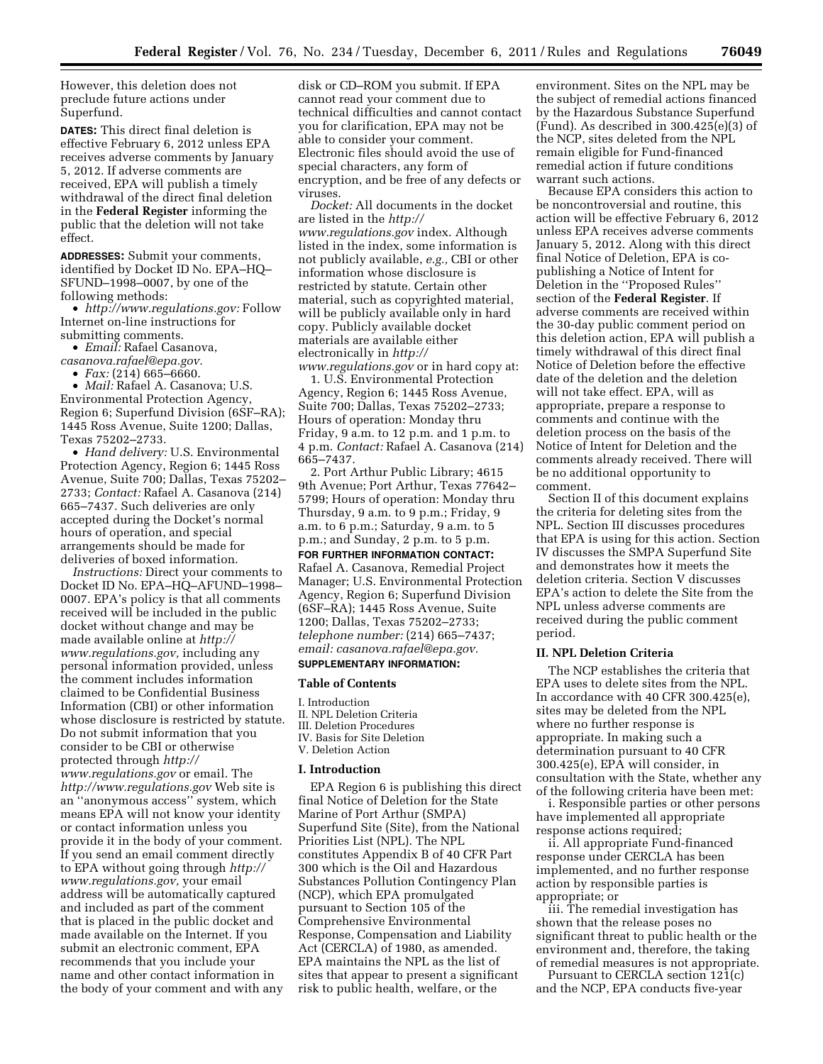However, this deletion does not preclude future actions under Superfund.

**DATES:** This direct final deletion is effective February 6, 2012 unless EPA receives adverse comments by January 5, 2012. If adverse comments are received, EPA will publish a timely withdrawal of the direct final deletion in the **Federal Register** informing the public that the deletion will not take effect.

**ADDRESSES:** Submit your comments, identified by Docket ID No. EPA–HQ–SFUND–1998–0007, by one of the following methods:

- *http://www.regulations.gov:* Follow Internet on-line instructions for submitting comments.
- *Email:* Rafael Casanova, *casanova.rafael@epa.gov.*
- *Fax:* (214) 665–6660.
- *Mail:* Rafael A. Casanova; U.S. Environmental Protection Agency, Region 6; Superfund Division (6SF–RA); 1445 Ross Avenue, Suite 1200; Dallas, Texas 75202–2733.
- *Hand delivery:* U.S. Environmental Protection Agency, Region 6; 1445 Ross Avenue, Suite 700; Dallas, Texas 75202–2733; *Contact:* Rafael A. Casanova (214) 665–7437. Such deliveries are only accepted during the Docket's normal hours of operation, and special arrangements should be made for deliveries of boxed information.

*Instructions:* Direct your comments to Docket ID No. EPA–HQ–AFUND–1998–0007. EPA's policy is that all comments received will be included in the public docket without change and may be made available online at *http://www.regulations.gov,* including any personal information provided, unless the comment includes information claimed to be Confidential Business Information (CBI) or other information whose disclosure is restricted by statute. Do not submit information that you consider to be CBI or otherwise protected through *http://www.regulations.gov* or email. The *http://www.regulations.gov* Web site is an ''anonymous access'' system, which means EPA will not know your identity or contact information unless you provide it in the body of your comment. If you send an email comment directly to EPA without going through *http://www.regulations.gov,* your email address will be automatically captured and included as part of the comment that is placed in the public docket and made available on the Internet. If you submit an electronic comment, EPA recommends that you include your name and other contact information in the body of your comment and with any disk or CD–ROM you submit. If EPA cannot read your comment due to technical difficulties and cannot contact you for clarification, EPA may not be able to consider your comment. Electronic files should avoid the use of special characters, any form of encryption, and be free of any defects or viruses.

*Docket:* All documents in the docket are listed in the *http://www.regulations.gov* index. Although listed in the index, some information is not publicly available, *e.g.,* CBI or other information whose disclosure is restricted by statute. Certain other material, such as copyrighted material, will be publicly available only in hard copy. Publicly available docket materials are available either electronically in *http://www.regulations.gov* or in hard copy at:

1. U.S. Environmental Protection Agency, Region 6; 1445 Ross Avenue, Suite 700; Dallas, Texas 75202–2733; Hours of operation: Monday thru Friday, 9 a.m. to 12 p.m. and 1 p.m. to 4 p.m. *Contact:* Rafael A. Casanova (214) 665–7437.

2. Port Arthur Public Library; 4615 9th Avenue; Port Arthur, Texas 77642–5799; Hours of operation: Monday thru Thursday, 9 a.m. to 9 p.m.; Friday, 9 a.m. to 6 p.m.; Saturday, 9 a.m. to 5 p.m.; and Sunday, 2 p.m. to 5 p.m.

**FOR FURTHER INFORMATION CONTACT:** Rafael A. Casanova, Remedial Project Manager; U.S. Environmental Protection Agency, Region 6; Superfund Division (6SF–RA); 1445 Ross Avenue, Suite 1200; Dallas, Texas 75202–2733; *telephone number:* (214) 665–7437; *email: casanova.rafael@epa.gov.*

**SUPPLEMENTARY INFORMATION:**

**Table of Contents**

I. Introduction
II. NPL Deletion Criteria
III. Deletion Procedures
IV. Basis for Site Deletion
V. Deletion Action

**I. Introduction**

EPA Region 6 is publishing this direct final Notice of Deletion for the State Marine of Port Arthur (SMPA) Superfund Site (Site), from the National Priorities List (NPL). The NPL constitutes Appendix B of 40 CFR Part 300 which is the Oil and Hazardous Substances Pollution Contingency Plan (NCP), which EPA promulgated pursuant to Section 105 of the Comprehensive Environmental Response, Compensation and Liability Act (CERCLA) of 1980, as amended. EPA maintains the NPL as the list of sites that appear to present a significant risk to public health, welfare, or the environment. Sites on the NPL may be the subject of remedial actions financed by the Hazardous Substance Superfund (Fund). As described in 300.425(e)(3) of the NCP, sites deleted from the NPL remain eligible for Fund-financed remedial action if future conditions warrant such actions.

Because EPA considers this action to be noncontroversial and routine, this action will be effective February 6, 2012 unless EPA receives adverse comments January 5, 2012. Along with this direct final Notice of Deletion, EPA is co-publishing a Notice of Intent for Deletion in the ''Proposed Rules'' section of the **Federal Register**. If adverse comments are received within the 30-day public comment period on this deletion action, EPA will publish a timely withdrawal of this direct final Notice of Deletion before the effective date of the deletion and the deletion will not take effect. EPA, will as appropriate, prepare a response to comments and continue with the deletion process on the basis of the Notice of Intent for Deletion and the comments already received. There will be no additional opportunity to comment.

Section II of this document explains the criteria for deleting sites from the NPL. Section III discusses procedures that EPA is using for this action. Section IV discusses the SMPA Superfund Site and demonstrates how it meets the deletion criteria. Section V discusses EPA's action to delete the Site from the NPL unless adverse comments are received during the public comment period.

**II. NPL Deletion Criteria**

The NCP establishes the criteria that EPA uses to delete sites from the NPL. In accordance with 40 CFR 300.425(e), sites may be deleted from the NPL where no further response is appropriate. In making such a determination pursuant to 40 CFR 300.425(e), EPA will consider, in consultation with the State, whether any of the following criteria have been met:

i. Responsible parties or other persons have implemented all appropriate response actions required;

ii. All appropriate Fund-financed response under CERCLA has been implemented, and no further response action by responsible parties is appropriate; or

iii. The remedial investigation has shown that the release poses no significant threat to public health or the environment and, therefore, the taking of remedial measures is not appropriate.

Pursuant to CERCLA section 121(c) and the NCP, EPA conducts five-year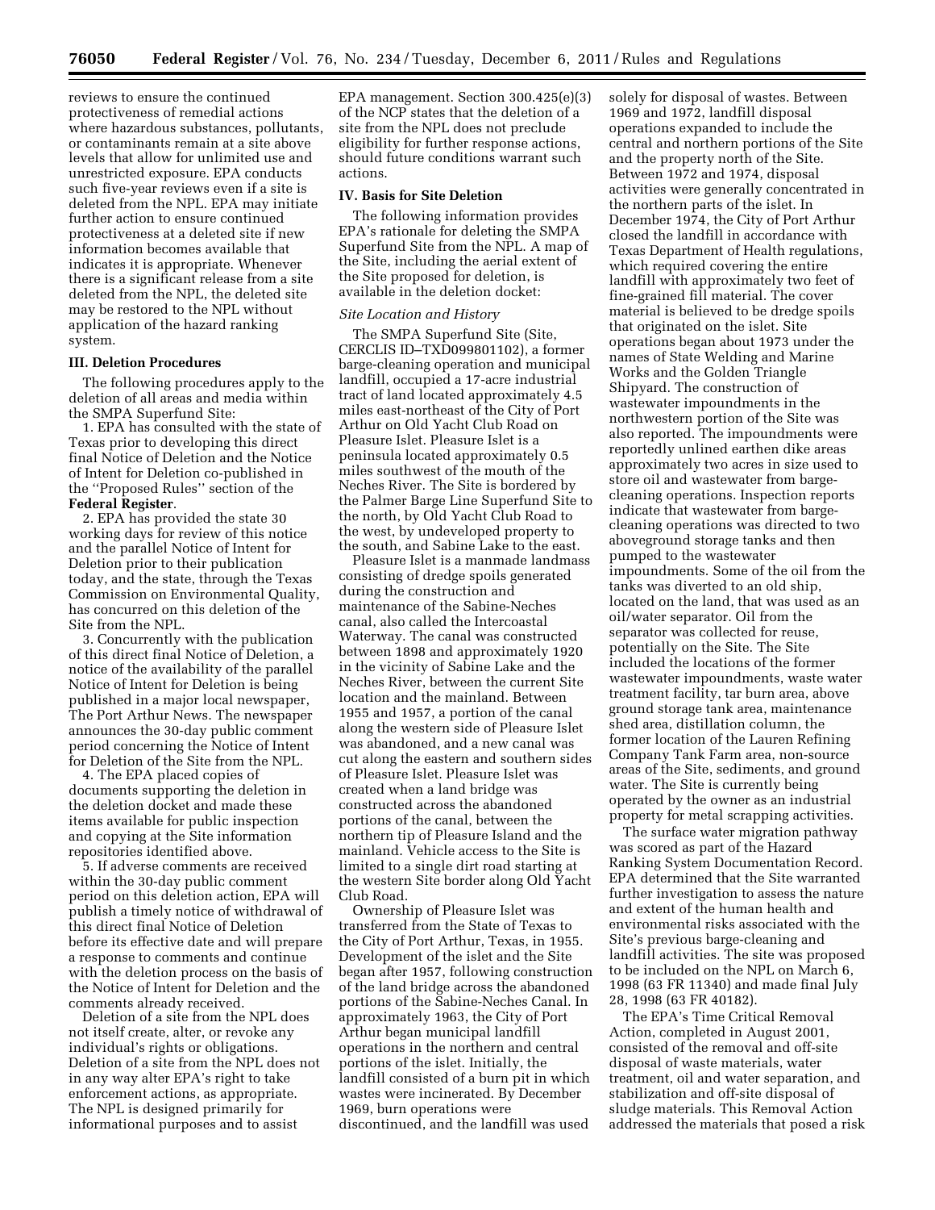reviews to ensure the continued protectiveness of remedial actions where hazardous substances, pollutants, or contaminants remain at a site above levels that allow for unlimited use and unrestricted exposure. EPA conducts such five-year reviews even if a site is deleted from the NPL. EPA may initiate further action to ensure continued protectiveness at a deleted site if new information becomes available that indicates it is appropriate. Whenever there is a significant release from a site deleted from the NPL, the deleted site may be restored to the NPL without application of the hazard ranking system.

## III. Deletion Procedures

The following procedures apply to the deletion of all areas and media within the SMPA Superfund Site:

1. EPA has consulted with the state of Texas prior to developing this direct final Notice of Deletion and the Notice of Intent for Deletion co-published in the "Proposed Rules" section of the **Federal Register**.

2. EPA has provided the state 30 working days for review of this notice and the parallel Notice of Intent for Deletion prior to their publication today, and the state, through the Texas Commission on Environmental Quality, has concurred on this deletion of the Site from the NPL.

3. Concurrently with the publication of this direct final Notice of Deletion, a notice of the availability of the parallel Notice of Intent for Deletion is being published in a major local newspaper, The Port Arthur News. The newspaper announces the 30-day public comment period concerning the Notice of Intent for Deletion of the Site from the NPL.

4. The EPA placed copies of documents supporting the deletion in the deletion docket and made these items available for public inspection and copying at the Site information repositories identified above.

5. If adverse comments are received within the 30-day public comment period on this deletion action, EPA will publish a timely notice of withdrawal of this direct final Notice of Deletion before its effective date and will prepare a response to comments and continue with the deletion process on the basis of the Notice of Intent for Deletion and the comments already received.

Deletion of a site from the NPL does not itself create, alter, or revoke any individual's rights or obligations. Deletion of a site from the NPL does not in any way alter EPA's right to take enforcement actions, as appropriate. The NPL is designed primarily for informational purposes and to assist EPA management. Section 300.425(e)(3) of the NCP states that the deletion of a site from the NPL does not preclude eligibility for further response actions, should future conditions warrant such actions.

## IV. Basis for Site Deletion

The following information provides EPA's rationale for deleting the SMPA Superfund Site from the NPL. A map of the Site, including the aerial extent of the Site proposed for deletion, is available in the deletion docket:

*Site Location and History*

The SMPA Superfund Site (Site, CERCLIS ID–TXD099801102), a former barge-cleaning operation and municipal landfill, occupied a 17-acre industrial tract of land located approximately 4.5 miles east-northeast of the City of Port Arthur on Old Yacht Club Road on Pleasure Islet. Pleasure Islet is a peninsula located approximately 0.5 miles southwest of the mouth of the Neches River. The Site is bordered by the Palmer Barge Line Superfund Site to the north, by Old Yacht Club Road to the west, by undeveloped property to the south, and Sabine Lake to the east.

Pleasure Islet is a manmade landmass consisting of dredge spoils generated during the construction and maintenance of the Sabine-Neches canal, also called the Intercoastal Waterway. The canal was constructed between 1898 and approximately 1920 in the vicinity of Sabine Lake and the Neches River, between the current Site location and the mainland. Between 1955 and 1957, a portion of the canal along the western side of Pleasure Islet was abandoned, and a new canal was cut along the eastern and southern sides of Pleasure Islet. Pleasure Islet was created when a land bridge was constructed across the abandoned portions of the canal, between the northern tip of Pleasure Island and the mainland. Vehicle access to the Site is limited to a single dirt road starting at the western Site border along Old Yacht Club Road.

Ownership of Pleasure Islet was transferred from the State of Texas to the City of Port Arthur, Texas, in 1955. Development of the islet and the Site began after 1957, following construction of the land bridge across the abandoned portions of the Sabine-Neches Canal. In approximately 1963, the City of Port Arthur began municipal landfill operations in the northern and central portions of the islet. Initially, the landfill consisted of a burn pit in which wastes were incinerated. By December 1969, burn operations were discontinued, and the landfill was used solely for disposal of wastes. Between 1969 and 1972, landfill disposal operations expanded to include the central and northern portions of the Site and the property north of the Site. Between 1972 and 1974, disposal activities were generally concentrated in the northern parts of the islet. In December 1974, the City of Port Arthur closed the landfill in accordance with Texas Department of Health regulations, which required covering the entire landfill with approximately two feet of fine-grained fill material. The cover material is believed to be dredge spoils that originated on the islet. Site operations began about 1973 under the names of State Welding and Marine Works and the Golden Triangle Shipyard. The construction of wastewater impoundments in the northwestern portion of the Site was also reported. The impoundments were reportedly unlined earthen dike areas approximately two acres in size used to store oil and wastewater from barge-cleaning operations. Inspection reports indicate that wastewater from barge-cleaning operations was directed to two aboveground storage tanks and then pumped to the wastewater impoundments. Some of the oil from the tanks was diverted to an old ship, located on the land, that was used as an oil/water separator. Oil from the separator was collected for reuse, potentially on the Site. The Site included the locations of the former wastewater impoundments, waste water treatment facility, tar burn area, above ground storage tank area, maintenance shed area, distillation column, the former location of the Lauren Refining Company Tank Farm area, non-source areas of the Site, sediments, and ground water. The Site is currently being operated by the owner as an industrial property for metal scrapping activities.

The surface water migration pathway was scored as part of the Hazard Ranking System Documentation Record. EPA determined that the Site warranted further investigation to assess the nature and extent of the human health and environmental risks associated with the Site's previous barge-cleaning and landfill activities. The site was proposed to be included on the NPL on March 6, 1998 (63 FR 11340) and made final July 28, 1998 (63 FR 40182).

The EPA's Time Critical Removal Action, completed in August 2001, consisted of the removal and off-site disposal of waste materials, water treatment, oil and water separation, and stabilization and off-site disposal of sludge materials. This Removal Action addressed the materials that posed a risk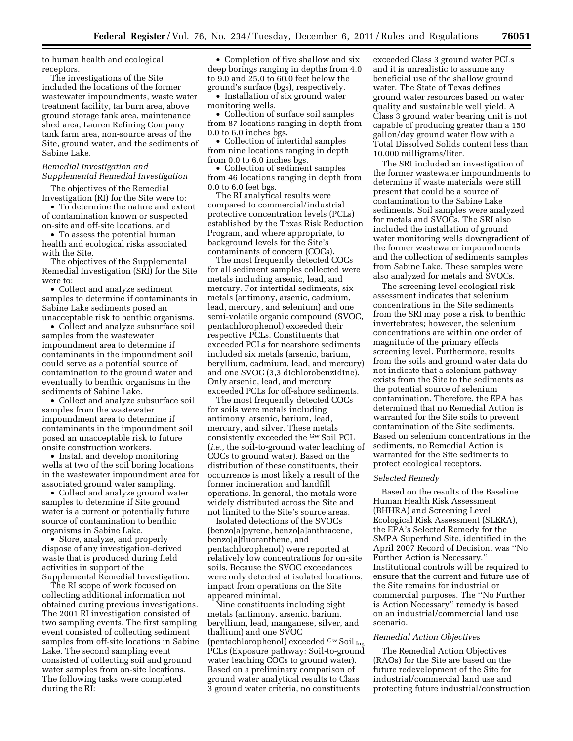to human health and ecological receptors.

The investigations of the Site included the locations of the former wastewater impoundments, waste water treatment facility, tar burn area, above ground storage tank area, maintenance shed area, Lauren Refining Company tank farm area, non-source areas of the Site, ground water, and the sediments of Sabine Lake.

*Remedial Investigation and Supplemental Remedial Investigation*

The objectives of the Remedial Investigation (RI) for the Site were to:

- To determine the nature and extent of contamination known or suspected on-site and off-site locations, and
- To assess the potential human health and ecological risks associated with the Site.

The objectives of the Supplemental Remedial Investigation (SRI) for the Site were to:

- Collect and analyze sediment samples to determine if contaminants in Sabine Lake sediments posed an unacceptable risk to benthic organisms.
- Collect and analyze subsurface soil samples from the wastewater impoundment area to determine if contaminants in the impoundment soil could serve as a potential source of contamination to the ground water and eventually to benthic organisms in the sediments of Sabine Lake.
- Collect and analyze subsurface soil samples from the wastewater impoundment area to determine if contaminants in the impoundment soil posed an unacceptable risk to future onsite construction workers.
- Install and develop monitoring wells at two of the soil boring locations in the wastewater impoundment area for associated ground water sampling.
- Collect and analyze ground water samples to determine if Site ground water is a current or potentially future source of contamination to benthic organisms in Sabine Lake.
- Store, analyze, and properly dispose of any investigation-derived waste that is produced during field activities in support of the Supplemental Remedial Investigation.

The RI scope of work focused on collecting additional information not obtained during previous investigations. The 2001 RI investigation consisted of two sampling events. The first sampling event consisted of collecting sediment samples from off-site locations in Sabine Lake. The second sampling event consisted of collecting soil and ground water samples from on-site locations. The following tasks were completed during the RI:

- Completion of five shallow and six deep borings ranging in depths from 4.0 to 9.0 and 25.0 to 60.0 feet below the ground's surface (bgs), respectively.
- Installation of six ground water monitoring wells.
- Collection of surface soil samples from 87 locations ranging in depth from 0.0 to 6.0 inches bgs.
- Collection of intertidal samples from nine locations ranging in depth from 0.0 to 6.0 inches bgs.
- Collection of sediment samples from 46 locations ranging in depth from 0.0 to 6.0 feet bgs.

The RI analytical results were compared to commercial/industrial protective concentration levels (PCLs) established by the Texas Risk Reduction Program, and where appropriate, to background levels for the Site's contaminants of concern (COCs).

The most frequently detected COCs for all sediment samples collected were metals including arsenic, lead, and mercury. For intertidal sediments, six metals (antimony, arsenic, cadmium, lead, mercury, and selenium) and one semi-volatile organic compound (SVOC, pentachlorophenol) exceeded their respective PCLs. Constituents that exceeded PCLs for nearshore sediments included six metals (arsenic, barium, beryllium, cadmium, lead, and mercury) and one SVOC (3,3 dichlorobenzidine). Only arsenic, lead, and mercury exceeded PCLs for off-shore sediments.

The most frequently detected COCs for soils were metals including antimony, arsenic, barium, lead, mercury, and silver. These metals consistently exceeded the $^{Gw}$Soil PCL (*i.e.,* the soil-to-ground water leaching of COCs to ground water). Based on the distribution of these constituents, their occurrence is most likely a result of the former incineration and landfill operations. In general, the metals were widely distributed across the Site and not limited to the Site's source areas.

Isolated detections of the SVOCs (benzo[a]pyrene, benzo[a]anthracene, benzo[a]fluoranthene, and pentachlorophenol) were reported at relatively low concentrations for on-site soils. Because the SVOC exceedances were only detected at isolated locations, impact from operations on the Site appeared minimal.

Nine constituents including eight metals (antimony, arsenic, barium, beryllium, lead, manganese, silver, and thallium) and one SVOC (pentachlorophenol) exceeded $^{Gw}$Soil$_{Ing}$ PCLs (Exposure pathway: Soil-to-ground water leaching COCs to ground water). Based on a preliminary comparison of ground water analytical results to Class 3 ground water criteria, no constituents exceeded Class 3 ground water PCLs and it is unrealistic to assume any beneficial use of the shallow ground water. The State of Texas defines ground water resources based on water quality and sustainable well yield. A Class 3 ground water bearing unit is not capable of producing greater than a 150 gallon/day ground water flow with a Total Dissolved Solids content less than 10,000 milligrams/liter.

The SRI included an investigation of the former wastewater impoundments to determine if waste materials were still present that could be a source of contamination to the Sabine Lake sediments. Soil samples were analyzed for metals and SVOCs. The SRI also included the installation of ground water monitoring wells downgradient of the former wastewater impoundments and the collection of sediments samples from Sabine Lake. These samples were also analyzed for metals and SVOCs.

The screening level ecological risk assessment indicates that selenium concentrations in the Site sediments from the SRI may pose a risk to benthic invertebrates; however, the selenium concentrations are within one order of magnitude of the primary effects screening level. Furthermore, results from the soils and ground water data do not indicate that a selenium pathway exists from the Site to the sediments as the potential source of selenium contamination. Therefore, the EPA has determined that no Remedial Action is warranted for the Site soils to prevent contamination of the Site sediments. Based on selenium concentrations in the sediments, no Remedial Action is warranted for the Site sediments to protect ecological receptors.

*Selected Remedy*

Based on the results of the Baseline Human Health Risk Assessment (BHHRA) and Screening Level Ecological Risk Assessment (SLERA), the EPA's Selected Remedy for the SMPA Superfund Site, identified in the April 2007 Record of Decision, was ''No Further Action is Necessary.'' Institutional controls will be required to ensure that the current and future use of the Site remains for industrial or commercial purposes. The ''No Further is Action Necessary'' remedy is based on an industrial/commercial land use scenario.

*Remedial Action Objectives*

The Remedial Action Objectives (RAOs) for the Site are based on the future redevelopment of the Site for industrial/commercial land use and protecting future industrial/construction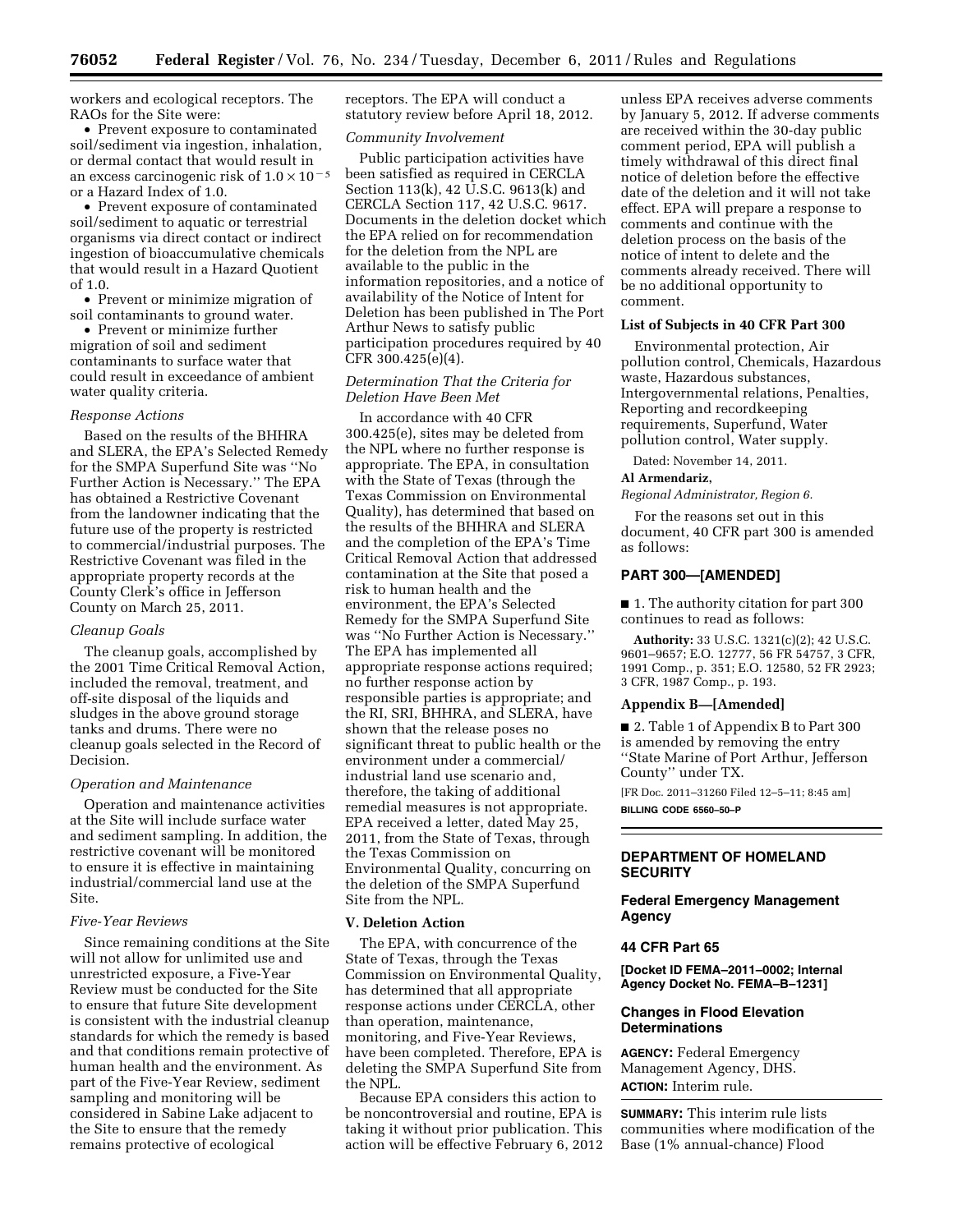workers and ecological receptors. The RAOs for the Site were:

- Prevent exposure to contaminated soil/sediment via ingestion, inhalation, or dermal contact that would result in an excess carcinogenic risk of $1.0 \times 10^{-5}$ or a Hazard Index of 1.0.
- Prevent exposure of contaminated soil/sediment to aquatic or terrestrial organisms via direct contact or indirect ingestion of bioaccumulative chemicals that would result in a Hazard Quotient of 1.0.
- Prevent or minimize migration of soil contaminants to ground water.
- Prevent or minimize further migration of soil and sediment contaminants to surface water that could result in exceedance of ambient water quality criteria.

*Response Actions*

Based on the results of the BHHRA and SLERA, the EPA's Selected Remedy for the SMPA Superfund Site was ''No Further Action is Necessary.'' The EPA has obtained a Restrictive Covenant from the landowner indicating that the future use of the property is restricted to commercial/industrial purposes. The Restrictive Covenant was filed in the appropriate property records at the County Clerk's office in Jefferson County on March 25, 2011.

*Cleanup Goals*

The cleanup goals, accomplished by the 2001 Time Critical Removal Action, included the removal, treatment, and off-site disposal of the liquids and sludges in the above ground storage tanks and drums. There were no cleanup goals selected in the Record of Decision.

*Operation and Maintenance*

Operation and maintenance activities at the Site will include surface water and sediment sampling. In addition, the restrictive covenant will be monitored to ensure it is effective in maintaining industrial/commercial land use at the Site.

*Five-Year Reviews*

Since remaining conditions at the Site will not allow for unlimited use and unrestricted exposure, a Five-Year Review must be conducted for the Site to ensure that future Site development is consistent with the industrial cleanup standards for which the remedy is based and that conditions remain protective of human health and the environment. As part of the Five-Year Review, sediment sampling and monitoring will be considered in Sabine Lake adjacent to the Site to ensure that the remedy remains protective of ecological receptors. The EPA will conduct a statutory review before April 18, 2012.

*Community Involvement*

Public participation activities have been satisfied as required in CERCLA Section 113(k), 42 U.S.C. 9613(k) and CERCLA Section 117, 42 U.S.C. 9617. Documents in the deletion docket which the EPA relied on for recommendation for the deletion from the NPL are available to the public in the information repositories, and a notice of availability of the Notice of Intent for Deletion has been published in The Port Arthur News to satisfy public participation procedures required by 40 CFR 300.425(e)(4).

*Determination That the Criteria for Deletion Have Been Met*

In accordance with 40 CFR 300.425(e), sites may be deleted from the NPL where no further response is appropriate. The EPA, in consultation with the State of Texas (through the Texas Commission on Environmental Quality), has determined that based on the results of the BHHRA and SLERA and the completion of the EPA's Time Critical Removal Action that addressed contamination at the Site that posed a risk to human health and the environment, the EPA's Selected Remedy for the SMPA Superfund Site was ''No Further Action is Necessary.'' The EPA has implemented all appropriate response actions required; no further response action by responsible parties is appropriate; and the RI, SRI, BHHRA, and SLERA, have shown that the release poses no significant threat to public health or the environment under a commercial/industrial land use scenario and, therefore, the taking of additional remedial measures is not appropriate. EPA received a letter, dated May 25, 2011, from the State of Texas, through the Texas Commission on Environmental Quality, concurring on the deletion of the SMPA Superfund Site from the NPL.

### V. Deletion Action

The EPA, with concurrence of the State of Texas, through the Texas Commission on Environmental Quality, has determined that all appropriate response actions under CERCLA, other than operation, maintenance, monitoring, and Five-Year Reviews, have been completed. Therefore, EPA is deleting the SMPA Superfund Site from the NPL.

Because EPA considers this action to be noncontroversial and routine, EPA is taking it without prior publication. This action will be effective February 6, 2012 unless EPA receives adverse comments by January 5, 2012. If adverse comments are received within the 30-day public comment period, EPA will publish a timely withdrawal of this direct final notice of deletion before the effective date of the deletion and it will not take effect. EPA will prepare a response to comments and continue with the deletion process on the basis of the notice of intent to delete and the comments already received. There will be no additional opportunity to comment.

### List of Subjects in 40 CFR Part 300

Environmental protection, Air pollution control, Chemicals, Hazardous waste, Hazardous substances, Intergovernmental relations, Penalties, Reporting and recordkeeping requirements, Superfund, Water pollution control, Water supply.

Dated: November 14, 2011.

**Al Armendariz,**

*Regional Administrator, Region 6.*

For the reasons set out in this document, 40 CFR part 300 is amended as follows:

## PART 300—[AMENDED]

■ 1. The authority citation for part 300 continues to read as follows:

**Authority:** 33 U.S.C. 1321(c)(2); 42 U.S.C. 9601–9657; E.O. 12777, 56 FR 54757, 3 CFR, 1991 Comp., p. 351; E.O. 12580, 52 FR 2923; 3 CFR, 1987 Comp., p. 193.

### Appendix B—[Amended]

■ 2. Table 1 of Appendix B to Part 300 is amended by removing the entry ''State Marine of Port Arthur, Jefferson County'' under TX.

[FR Doc. 2011–31260 Filed 12–5–11; 8:45 am]

**BILLING CODE 6560–50–P**

---

## DEPARTMENT OF HOMELAND SECURITY

### Federal Emergency Management Agency

### 44 CFR Part 65

**[Docket ID FEMA–2011–0002; Internal Agency Docket No. FEMA–B–1231]**

### Changes in Flood Elevation Determinations

**AGENCY:** Federal Emergency Management Agency, DHS.

**ACTION:** Interim rule.

---

**SUMMARY:** This interim rule lists communities where modification of the Base (1% annual-chance) Flood